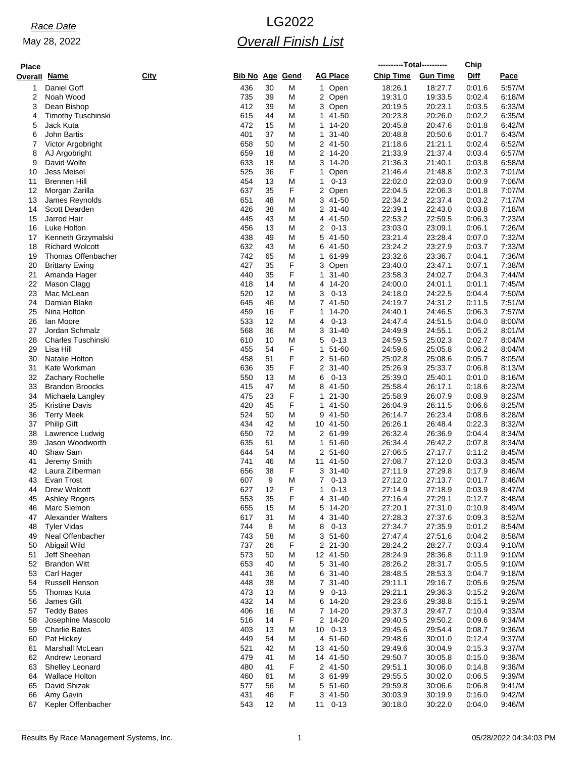*Race Date*

May 28, 2022

# LG2022

## *Overall Finish List*

| Place Overall | Name | City | Bib No | Age | Gend | AG Place | Chip Time | Gun Time | Chip Diff | Pace |
|---|---|---|---|---|---|---|---|---|---|---|
| 1 | Daniel Goff | | 436 | 30 | M | 1 Open | 18:26.1 | 18:27.7 | 0:01.6 | 5:57/M |
| 2 | Noah Wood | | 735 | 39 | M | 2 Open | 19:31.0 | 19:33.5 | 0:02.4 | 6:18/M |
| 3 | Dean Bishop | | 412 | 39 | M | 3 Open | 20:19.5 | 20:23.1 | 0:03.5 | 6:33/M |
| 4 | Timothy Tuschinski | | 615 | 44 | M | 1 41-50 | 20:23.8 | 20:26.0 | 0:02.2 | 6:35/M |
| 5 | Jack Kuta | | 472 | 15 | M | 1 14-20 | 20:45.8 | 20:47.6 | 0:01.8 | 6:42/M |
| 6 | John Bartis | | 401 | 37 | M | 1 31-40 | 20:48.8 | 20:50.6 | 0:01.7 | 6:43/M |
| 7 | Victor Argobright | | 658 | 50 | M | 2 41-50 | 21:18.6 | 21:21.1 | 0:02.4 | 6:52/M |
| 8 | AJ Argobright | | 659 | 18 | M | 2 14-20 | 21:33.9 | 21:37.4 | 0:03.4 | 6:57/M |
| 9 | David Wolfe | | 633 | 18 | M | 3 14-20 | 21:36.3 | 21:40.1 | 0:03.8 | 6:58/M |
| 10 | Jess Meisel | | 525 | 36 | F | 1 Open | 21:46.4 | 21:48.8 | 0:02.3 | 7:01/M |
| 11 | Brennen Hill | | 454 | 13 | M | 1 0-13 | 22:02.0 | 22:03.0 | 0:00.9 | 7:06/M |
| 12 | Morgan Zarilla | | 637 | 35 | F | 2 Open | 22:04.5 | 22:06.3 | 0:01.8 | 7:07/M |
| 13 | James Reynolds | | 651 | 48 | M | 3 41-50 | 22:34.2 | 22:37.4 | 0:03.2 | 7:17/M |
| 14 | Scott Dearden | | 426 | 38 | M | 2 31-40 | 22:39.1 | 22:43.0 | 0:03.8 | 7:18/M |
| 15 | Jarrod Hair | | 445 | 43 | M | 4 41-50 | 22:53.2 | 22:59.5 | 0:06.3 | 7:23/M |
| 16 | Luke Holton | | 456 | 13 | M | 2 0-13 | 23:03.0 | 23:09.1 | 0:06.1 | 7:26/M |
| 17 | Kenneth Grzymalski | | 438 | 49 | M | 5 41-50 | 23:21.4 | 23:28.4 | 0:07.0 | 7:32/M |
| 18 | Richard Wolcott | | 632 | 43 | M | 6 41-50 | 23:24.2 | 23:27.9 | 0:03.7 | 7:33/M |
| 19 | Thomas Offenbacher | | 742 | 65 | M | 1 61-99 | 23:32.6 | 23:36.7 | 0:04.1 | 7:36/M |
| 20 | Brittany Ewing | | 427 | 35 | F | 3 Open | 23:40.0 | 23:47.1 | 0:07.1 | 7:38/M |
| 21 | Amanda Hager | | 440 | 35 | F | 1 31-40 | 23:58.3 | 24:02.7 | 0:04.3 | 7:44/M |
| 22 | Mason Clagg | | 418 | 14 | M | 4 14-20 | 24:00.0 | 24:01.1 | 0:01.1 | 7:45/M |
| 23 | Mac McLean | | 520 | 12 | M | 3 0-13 | 24:18.0 | 24:22.5 | 0:04.4 | 7:50/M |
| 24 | Damian Blake | | 645 | 46 | M | 7 41-50 | 24:19.7 | 24:31.2 | 0:11.5 | 7:51/M |
| 25 | Nina Holton | | 459 | 16 | F | 1 14-20 | 24:40.1 | 24:46.5 | 0:06.3 | 7:57/M |
| 26 | Ian Moore | | 533 | 12 | M | 4 0-13 | 24:47.4 | 24:51.5 | 0:04.0 | 8:00/M |
| 27 | Jordan Schmalz | | 568 | 36 | M | 3 31-40 | 24:49.9 | 24:55.1 | 0:05.2 | 8:01/M |
| 28 | Charles Tuschinski | | 610 | 10 | M | 5 0-13 | 24:59.5 | 25:02.3 | 0:02.7 | 8:04/M |
| 29 | Lisa Hill | | 455 | 54 | F | 1 51-60 | 24:59.6 | 25:05.8 | 0:06.2 | 8:04/M |
| 30 | Natalie Holton | | 458 | 51 | F | 2 51-60 | 25:02.8 | 25:08.6 | 0:05.7 | 8:05/M |
| 31 | Kate Workman | | 636 | 35 | F | 2 31-40 | 25:26.9 | 25:33.7 | 0:06.8 | 8:13/M |
| 32 | Zachary Rochelle | | 550 | 13 | M | 6 0-13 | 25:39.0 | 25:40.1 | 0:01.0 | 8:16/M |
| 33 | Brandon Broocks | | 415 | 47 | M | 8 41-50 | 25:58.4 | 26:17.1 | 0:18.6 | 8:23/M |
| 34 | Michaela Langley | | 475 | 23 | F | 1 21-30 | 25:58.9 | 26:07.9 | 0:08.9 | 8:23/M |
| 35 | Kristine Davis | | 420 | 45 | F | 1 41-50 | 26:04.9 | 26:11.5 | 0:06.6 | 8:25/M |
| 36 | Terry Meek | | 524 | 50 | M | 9 41-50 | 26:14.7 | 26:23.4 | 0:08.6 | 8:28/M |
| 37 | Philip Gift | | 434 | 42 | M | 10 41-50 | 26:26.1 | 26:48.4 | 0:22.3 | 8:32/M |
| 38 | Lawrence Ludwig | | 650 | 72 | M | 2 61-99 | 26:32.4 | 26:36.9 | 0:04.4 | 8:34/M |
| 39 | Jason Woodworth | | 635 | 51 | M | 1 51-60 | 26:34.4 | 26:42.2 | 0:07.8 | 8:34/M |
| 40 | Shaw Sam | | 644 | 54 | M | 2 51-60 | 27:06.5 | 27:17.7 | 0:11.2 | 8:45/M |
| 41 | Jeremy Smith | | 741 | 46 | M | 11 41-50 | 27:08.7 | 27:12.0 | 0:03.3 | 8:45/M |
| 42 | Laura Zilberman | | 656 | 38 | F | 3 31-40 | 27:11.9 | 27:29.8 | 0:17.9 | 8:46/M |
| 43 | Evan Trost | | 607 | 9 | M | 7 0-13 | 27:12.0 | 27:13.7 | 0:01.7 | 8:46/M |
| 44 | Drew Wolcott | | 627 | 12 | F | 1 0-13 | 27:14.9 | 27:18.9 | 0:03.9 | 8:47/M |
| 45 | Ashley Rogers | | 553 | 35 | F | 4 31-40 | 27:16.4 | 27:29.1 | 0:12.7 | 8:48/M |
| 46 | Marc Siemon | | 655 | 15 | M | 5 14-20 | 27:20.1 | 27:31.0 | 0:10.9 | 8:49/M |
| 47 | Alexander Walters | | 617 | 31 | M | 4 31-40 | 27:28.3 | 27:37.6 | 0:09.3 | 8:52/M |
| 48 | Tyler Vidas | | 744 | 8 | M | 8 0-13 | 27:34.7 | 27:35.9 | 0:01.2 | 8:54/M |
| 49 | Neal Offenbacher | | 743 | 58 | M | 3 51-60 | 27:47.4 | 27:51.6 | 0:04.2 | 8:58/M |
| 50 | Abigail Wild | | 737 | 26 | F | 2 21-30 | 28:24.2 | 28:27.7 | 0:03.4 | 9:10/M |
| 51 | Jeff Sheehan | | 573 | 50 | M | 12 41-50 | 28:24.9 | 28:36.8 | 0:11.9 | 9:10/M |
| 52 | Brandon Witt | | 653 | 40 | M | 5 31-40 | 28:26.2 | 28:31.7 | 0:05.5 | 9:10/M |
| 53 | Carl Hager | | 441 | 36 | M | 6 31-40 | 28:48.5 | 28:53.3 | 0:04.7 | 9:18/M |
| 54 | Russell Henson | | 448 | 38 | M | 7 31-40 | 29:11.1 | 29:16.7 | 0:05.6 | 9:25/M |
| 55 | Thomas Kuta | | 473 | 13 | M | 9 0-13 | 29:21.1 | 29:36.3 | 0:15.2 | 9:28/M |
| 56 | James Gift | | 432 | 14 | M | 6 14-20 | 29:23.6 | 29:38.8 | 0:15.1 | 9:29/M |
| 57 | Teddy Bates | | 406 | 16 | M | 7 14-20 | 29:37.3 | 29:47.7 | 0:10.4 | 9:33/M |
| 58 | Josephine Mascolo | | 516 | 14 | F | 2 14-20 | 29:40.5 | 29:50.2 | 0:09.6 | 9:34/M |
| 59 | Charlie Bates | | 403 | 13 | M | 10 0-13 | 29:45.6 | 29:54.4 | 0:08.7 | 9:36/M |
| 60 | Pat Hickey | | 449 | 54 | M | 4 51-60 | 29:48.6 | 30:01.0 | 0:12.4 | 9:37/M |
| 61 | Marshall McLean | | 521 | 42 | M | 13 41-50 | 29:49.6 | 30:04.9 | 0:15.3 | 9:37/M |
| 62 | Andrew Leonard | | 479 | 41 | M | 14 41-50 | 29:50.7 | 30:05.8 | 0:15.0 | 9:38/M |
| 63 | Shelley Leonard | | 480 | 41 | F | 2 41-50 | 29:51.1 | 30:06.0 | 0:14.8 | 9:38/M |
| 64 | Wallace Holton | | 460 | 61 | M | 3 61-99 | 29:55.5 | 30:02.0 | 0:06.5 | 9:39/M |
| 65 | David Shizak | | 577 | 56 | M | 5 51-60 | 29:59.8 | 30:06.6 | 0:06.8 | 9:41/M |
| 66 | Amy Gavin | | 431 | 46 | F | 3 41-50 | 30:03.9 | 30:19.9 | 0:16.0 | 9:42/M |
| 67 | Kepler Offenbacher | | 543 | 12 | M | 11 0-13 | 30:18.0 | 30:22.0 | 0:04.0 | 9:46/M |

Results By Race Management Systems, Inc. 05/28/2022 04:34:03 PM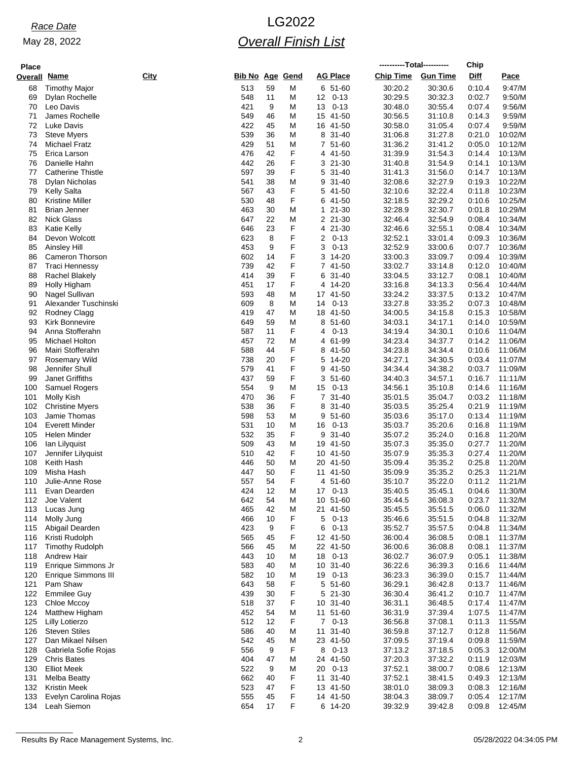*Race Date*

May 28, 2022

# LG2022

## *Overall Finish List*

| Place Overall | Name | City | Bib No | Age | Gend | AG Place | | ----------Total---------- Chip Time | Gun Time | Chip Diff | Pace |
|---|---|---|---|---|---|---|---|---|---|---|---|
| 68 | Timothy Major | | 513 | 59 | M | 6 | 51-60 | 30:20.2 | 30:30.6 | 0:10.4 | 9:47/M |
| 69 | Dylan Rochelle | | 548 | 11 | M | 12 | 0-13 | 30:29.5 | 30:32.3 | 0:02.7 | 9:50/M |
| 70 | Leo Davis | | 421 | 9 | M | 13 | 0-13 | 30:48.0 | 30:55.4 | 0:07.4 | 9:56/M |
| 71 | James Rochelle | | 549 | 46 | M | 15 | 41-50 | 30:56.5 | 31:10.8 | 0:14.3 | 9:59/M |
| 72 | Luke Davis | | 422 | 45 | M | 16 | 41-50 | 30:58.0 | 31:05.4 | 0:07.4 | 9:59/M |
| 73 | Steve Myers | | 539 | 36 | M | 8 | 31-40 | 31:06.8 | 31:27.8 | 0:21.0 | 10:02/M |
| 74 | Michael Fratz | | 429 | 51 | M | 7 | 51-60 | 31:36.2 | 31:41.2 | 0:05.0 | 10:12/M |
| 75 | Erica Larson | | 476 | 42 | F | 4 | 41-50 | 31:39.9 | 31:54.3 | 0:14.4 | 10:13/M |
| 76 | Danielle Hahn | | 442 | 26 | F | 3 | 21-30 | 31:40.8 | 31:54.9 | 0:14.1 | 10:13/M |
| 77 | Catherine Thistle | | 597 | 39 | F | 5 | 31-40 | 31:41.3 | 31:56.0 | 0:14.7 | 10:13/M |
| 78 | Dylan Nicholas | | 541 | 38 | M | 9 | 31-40 | 32:08.6 | 32:27.9 | 0:19.3 | 10:22/M |
| 79 | Kelly Salta | | 567 | 43 | F | 5 | 41-50 | 32:10.6 | 32:22.4 | 0:11.8 | 10:23/M |
| 80 | Kristine Miller | | 530 | 48 | F | 6 | 41-50 | 32:18.5 | 32:29.2 | 0:10.6 | 10:25/M |
| 81 | Brian Jenner | | 463 | 30 | M | 1 | 21-30 | 32:28.9 | 32:30.7 | 0:01.8 | 10:29/M |
| 82 | Nick Glass | | 647 | 22 | M | 2 | 21-30 | 32:46.4 | 32:54.9 | 0:08.4 | 10:34/M |
| 83 | Katie Kelly | | 646 | 23 | F | 4 | 21-30 | 32:46.6 | 32:55.1 | 0:08.4 | 10:34/M |
| 84 | Devon Wolcott | | 623 | 8 | F | 2 | 0-13 | 32:52.1 | 33:01.4 | 0:09.3 | 10:36/M |
| 85 | Ainsley Hill | | 453 | 9 | F | 3 | 0-13 | 32:52.9 | 33:00.6 | 0:07.7 | 10:36/M |
| 86 | Cameron Thorson | | 602 | 14 | F | 3 | 14-20 | 33:00.3 | 33:09.7 | 0:09.4 | 10:39/M |
| 87 | Traci Hennessy | | 739 | 42 | F | 7 | 41-50 | 33:02.7 | 33:14.8 | 0:12.0 | 10:40/M |
| 88 | Rachel Blakely | | 414 | 39 | F | 6 | 31-40 | 33:04.5 | 33:12.7 | 0:08.1 | 10:40/M |
| 89 | Holly Higham | | 451 | 17 | F | 4 | 14-20 | 33:16.8 | 34:13.3 | 0:56.4 | 10:44/M |
| 90 | Nagel Sullivan | | 593 | 48 | M | 17 | 41-50 | 33:24.2 | 33:37.5 | 0:13.2 | 10:47/M |
| 91 | Alexander Tuschinski | | 609 | 8 | M | 14 | 0-13 | 33:27.8 | 33:35.2 | 0:07.3 | 10:48/M |
| 92 | Rodney Clagg | | 419 | 47 | M | 18 | 41-50 | 34:00.5 | 34:15.8 | 0:15.3 | 10:58/M |
| 93 | Kirk Bonnevire | | 649 | 59 | M | 8 | 51-60 | 34:03.1 | 34:17.1 | 0:14.0 | 10:59/M |
| 94 | Anna Stofferahn | | 587 | 11 | F | 4 | 0-13 | 34:19.4 | 34:30.1 | 0:10.6 | 11:04/M |
| 95 | Michael Holton | | 457 | 72 | M | 4 | 61-99 | 34:23.4 | 34:37.7 | 0:14.2 | 11:06/M |
| 96 | Mairi Stofferahn | | 588 | 44 | F | 8 | 41-50 | 34:23.8 | 34:34.4 | 0:10.6 | 11:06/M |
| 97 | Rosemary Wild | | 738 | 20 | F | 5 | 14-20 | 34:27.1 | 34:30.5 | 0:03.4 | 11:07/M |
| 98 | Jennifer Shull | | 579 | 41 | F | 9 | 41-50 | 34:34.4 | 34:38.2 | 0:03.7 | 11:09/M |
| 99 | Janet Griffiths | | 437 | 59 | F | 3 | 51-60 | 34:40.3 | 34:57.1 | 0:16.7 | 11:11/M |
| 100 | Samuel Rogers | | 554 | 9 | M | 15 | 0-13 | 34:56.1 | 35:10.8 | 0:14.6 | 11:16/M |
| 101 | Molly Kish | | 470 | 36 | F | 7 | 31-40 | 35:01.5 | 35:04.7 | 0:03.2 | 11:18/M |
| 102 | Christine Myers | | 538 | 36 | F | 8 | 31-40 | 35:03.5 | 35:25.4 | 0:21.9 | 11:19/M |
| 103 | Jamie Thomas | | 598 | 53 | M | 9 | 51-60 | 35:03.6 | 35:17.0 | 0:13.4 | 11:19/M |
| 104 | Everett Minder | | 531 | 10 | M | 16 | 0-13 | 35:03.7 | 35:20.6 | 0:16.8 | 11:19/M |
| 105 | Helen Minder | | 532 | 35 | F | 9 | 31-40 | 35:07.2 | 35:24.0 | 0:16.8 | 11:20/M |
| 106 | Ian Lilyquist | | 509 | 43 | M | 19 | 41-50 | 35:07.3 | 35:35.0 | 0:27.7 | 11:20/M |
| 107 | Jennifer Lilyquist | | 510 | 42 | F | 10 | 41-50 | 35:07.9 | 35:35.3 | 0:27.4 | 11:20/M |
| 108 | Keith Hash | | 446 | 50 | M | 20 | 41-50 | 35:09.4 | 35:35.2 | 0:25.8 | 11:20/M |
| 109 | Misha Hash | | 447 | 50 | F | 11 | 41-50 | 35:09.9 | 35:35.2 | 0:25.3 | 11:21/M |
| 110 | Julie-Anne Rose | | 557 | 54 | F | 4 | 51-60 | 35:10.7 | 35:22.0 | 0:11.2 | 11:21/M |
| 111 | Evan Dearden | | 424 | 12 | M | 17 | 0-13 | 35:40.5 | 35:45.1 | 0:04.6 | 11:30/M |
| 112 | Joe Valent | | 642 | 54 | M | 10 | 51-60 | 35:44.5 | 36:08.3 | 0:23.7 | 11:32/M |
| 113 | Lucas Jung | | 465 | 42 | M | 21 | 41-50 | 35:45.5 | 35:51.5 | 0:06.0 | 11:32/M |
| 114 | Molly Jung | | 466 | 10 | F | 5 | 0-13 | 35:46.6 | 35:51.5 | 0:04.8 | 11:32/M |
| 115 | Abigail Dearden | | 423 | 9 | F | 6 | 0-13 | 35:52.7 | 35:57.5 | 0:04.8 | 11:34/M |
| 116 | Kristi Rudolph | | 565 | 45 | F | 12 | 41-50 | 36:00.4 | 36:08.5 | 0:08.1 | 11:37/M |
| 117 | Timothy Rudolph | | 566 | 45 | M | 22 | 41-50 | 36:00.6 | 36:08.8 | 0:08.1 | 11:37/M |
| 118 | Andrew Hair | | 443 | 10 | M | 18 | 0-13 | 36:02.7 | 36:07.9 | 0:05.1 | 11:38/M |
| 119 | Enrique Simmons Jr | | 583 | 40 | M | 10 | 31-40 | 36:22.6 | 36:39.3 | 0:16.6 | 11:44/M |
| 120 | Enrique Simmons III | | 582 | 10 | M | 19 | 0-13 | 36:23.3 | 36:39.0 | 0:15.7 | 11:44/M |
| 121 | Pam Shaw | | 643 | 58 | F | 5 | 51-60 | 36:29.1 | 36:42.8 | 0:13.7 | 11:46/M |
| 122 | Emmilee Guy | | 439 | 30 | F | 5 | 21-30 | 36:30.4 | 36:41.2 | 0:10.7 | 11:47/M |
| 123 | Chloe Mccoy | | 518 | 37 | F | 10 | 31-40 | 36:31.1 | 36:48.5 | 0:17.4 | 11:47/M |
| 124 | Matthew Higham | | 452 | 54 | M | 11 | 51-60 | 36:31.9 | 37:39.4 | 1:07.5 | 11:47/M |
| 125 | Lilly Lotierzo | | 512 | 12 | F | 7 | 0-13 | 36:56.8 | 37:08.1 | 0:11.3 | 11:55/M |
| 126 | Steven Stiles | | 586 | 40 | M | 11 | 31-40 | 36:59.8 | 37:12.7 | 0:12.8 | 11:56/M |
| 127 | Dan Mikael Nilsen | | 542 | 45 | M | 23 | 41-50 | 37:09.5 | 37:19.4 | 0:09.8 | 11:59/M |
| 128 | Gabriela Sofie Rojas | | 556 | 9 | F | 8 | 0-13 | 37:13.2 | 37:18.5 | 0:05.3 | 12:00/M |
| 129 | Chris Bates | | 404 | 47 | M | 24 | 41-50 | 37:20.3 | 37:32.2 | 0:11.9 | 12:03/M |
| 130 | Elliot Meek | | 522 | 9 | M | 20 | 0-13 | 37:52.1 | 38:00.7 | 0:08.6 | 12:13/M |
| 131 | Melba Beatty | | 662 | 40 | F | 11 | 31-40 | 37:52.1 | 38:41.5 | 0:49.3 | 12:13/M |
| 132 | Kristin Meek | | 523 | 47 | F | 13 | 41-50 | 38:01.0 | 38:09.3 | 0:08.3 | 12:16/M |
| 133 | Evelyn Carolina Rojas | | 555 | 45 | F | 14 | 41-50 | 38:04.3 | 38:09.7 | 0:05.4 | 12:17/M |
| 134 | Leah Siemon | | 654 | 17 | F | 6 | 14-20 | 39:32.9 | 39:42.8 | 0:09.8 | 12:45/M |

Results By Race Management Systems, Inc. 05/28/2022 04:34:05 PM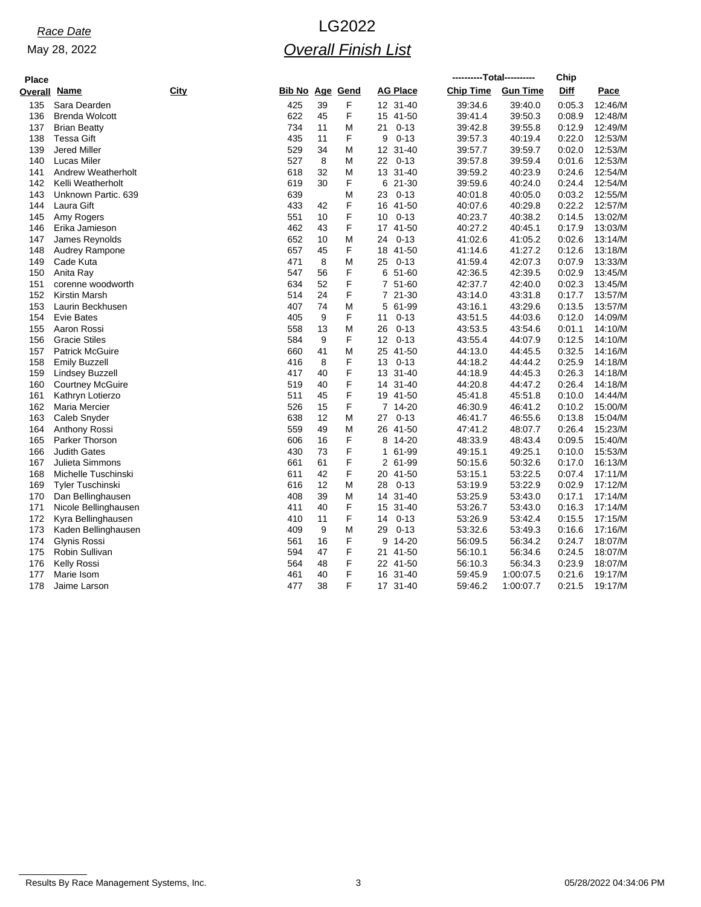*Race Date*

May 28, 2022

# LG2022

## *Overall Finish List*

| Place | | | | | | | | ----------Total---------- | | Chip | |
|---|---|---|---|---|---|---|---|---|---|---|---|
| **Overall** | **Name** | **City** | **Bib No** | **Age** | **Gend** | **AG Place** | | **Chip Time** | **Gun Time** | **Diff** | **Pace** |
| 135 | Sara Dearden | | 425 | 39 | F | 12 | 31-40 | 39:34.6 | 39:40.0 | 0:05.3 | 12:46/M |
| 136 | Brenda Wolcott | | 622 | 45 | F | 15 | 41-50 | 39:41.4 | 39:50.3 | 0:08.9 | 12:48/M |
| 137 | Brian Beatty | | 734 | 11 | M | 21 | 0-13 | 39:42.8 | 39:55.8 | 0:12.9 | 12:49/M |
| 138 | Tessa Gift | | 435 | 11 | F | 9 | 0-13 | 39:57.3 | 40:19.4 | 0:22.0 | 12:53/M |
| 139 | Jered Miller | | 529 | 34 | M | 12 | 31-40 | 39:57.7 | 39:59.7 | 0:02.0 | 12:53/M |
| 140 | Lucas Miler | | 527 | 8 | M | 22 | 0-13 | 39:57.8 | 39:59.4 | 0:01.6 | 12:53/M |
| 141 | Andrew Weatherholt | | 618 | 32 | M | 13 | 31-40 | 39:59.2 | 40:23.9 | 0:24.6 | 12:54/M |
| 142 | Kelli Weatherholt | | 619 | 30 | F | 6 | 21-30 | 39:59.6 | 40:24.0 | 0:24.4 | 12:54/M |
| 143 | Unknown Partic. 639 | | 639 | | M | 23 | 0-13 | 40:01.8 | 40:05.0 | 0:03.2 | 12:55/M |
| 144 | Laura Gift | | 433 | 42 | F | 16 | 41-50 | 40:07.6 | 40:29.8 | 0:22.2 | 12:57/M |
| 145 | Amy Rogers | | 551 | 10 | F | 10 | 0-13 | 40:23.7 | 40:38.2 | 0:14.5 | 13:02/M |
| 146 | Erika Jamieson | | 462 | 43 | F | 17 | 41-50 | 40:27.2 | 40:45.1 | 0:17.9 | 13:03/M |
| 147 | James Reynolds | | 652 | 10 | M | 24 | 0-13 | 41:02.6 | 41:05.2 | 0:02.6 | 13:14/M |
| 148 | Audrey Rampone | | 657 | 45 | F | 18 | 41-50 | 41:14.6 | 41:27.2 | 0:12.6 | 13:18/M |
| 149 | Cade Kuta | | 471 | 8 | M | 25 | 0-13 | 41:59.4 | 42:07.3 | 0:07.9 | 13:33/M |
| 150 | Anita Ray | | 547 | 56 | F | 6 | 51-60 | 42:36.5 | 42:39.5 | 0:02.9 | 13:45/M |
| 151 | corenne woodworth | | 634 | 52 | F | 7 | 51-60 | 42:37.7 | 42:40.0 | 0:02.3 | 13:45/M |
| 152 | Kirstin Marsh | | 514 | 24 | F | 7 | 21-30 | 43:14.0 | 43:31.8 | 0:17.7 | 13:57/M |
| 153 | Laurin Beckhusen | | 407 | 74 | M | 5 | 61-99 | 43:16.1 | 43:29.6 | 0:13.5 | 13:57/M |
| 154 | Evie Bates | | 405 | 9 | F | 11 | 0-13 | 43:51.5 | 44:03.6 | 0:12.0 | 14:09/M |
| 155 | Aaron Rossi | | 558 | 13 | M | 26 | 0-13 | 43:53.5 | 43:54.6 | 0:01.1 | 14:10/M |
| 156 | Gracie Stiles | | 584 | 9 | F | 12 | 0-13 | 43:55.4 | 44:07.9 | 0:12.5 | 14:10/M |
| 157 | Patrick McGuire | | 660 | 41 | M | 25 | 41-50 | 44:13.0 | 44:45.5 | 0:32.5 | 14:16/M |
| 158 | Emily Buzzell | | 416 | 8 | F | 13 | 0-13 | 44:18.2 | 44:44.2 | 0:25.9 | 14:18/M |
| 159 | Lindsey Buzzell | | 417 | 40 | F | 13 | 31-40 | 44:18.9 | 44:45.3 | 0:26.3 | 14:18/M |
| 160 | Courtney McGuire | | 519 | 40 | F | 14 | 31-40 | 44:20.8 | 44:47.2 | 0:26.4 | 14:18/M |
| 161 | Kathryn Lotierzo | | 511 | 45 | F | 19 | 41-50 | 45:41.8 | 45:51.8 | 0:10.0 | 14:44/M |
| 162 | Maria Mercier | | 526 | 15 | F | 7 | 14-20 | 46:30.9 | 46:41.2 | 0:10.2 | 15:00/M |
| 163 | Caleb Snyder | | 638 | 12 | M | 27 | 0-13 | 46:41.7 | 46:55.6 | 0:13.8 | 15:04/M |
| 164 | Anthony Rossi | | 559 | 49 | M | 26 | 41-50 | 47:41.2 | 48:07.7 | 0:26.4 | 15:23/M |
| 165 | Parker Thorson | | 606 | 16 | F | 8 | 14-20 | 48:33.9 | 48:43.4 | 0:09.5 | 15:40/M |
| 166 | Judith Gates | | 430 | 73 | F | 1 | 61-99 | 49:15.1 | 49:25.1 | 0:10.0 | 15:53/M |
| 167 | Julieta Simmons | | 661 | 61 | F | 2 | 61-99 | 50:15.6 | 50:32.6 | 0:17.0 | 16:13/M |
| 168 | Michelle Tuschinski | | 611 | 42 | F | 20 | 41-50 | 53:15.1 | 53:22.5 | 0:07.4 | 17:11/M |
| 169 | Tyler Tuschinski | | 616 | 12 | M | 28 | 0-13 | 53:19.9 | 53:22.9 | 0:02.9 | 17:12/M |
| 170 | Dan Bellinghausen | | 408 | 39 | M | 14 | 31-40 | 53:25.9 | 53:43.0 | 0:17.1 | 17:14/M |
| 171 | Nicole Bellinghausen | | 411 | 40 | F | 15 | 31-40 | 53:26.7 | 53:43.0 | 0:16.3 | 17:14/M |
| 172 | Kyra Bellinghausen | | 410 | 11 | F | 14 | 0-13 | 53:26.9 | 53:42.4 | 0:15.5 | 17:15/M |
| 173 | Kaden Bellinghausen | | 409 | 9 | M | 29 | 0-13 | 53:32.6 | 53:49.3 | 0:16.6 | 17:16/M |
| 174 | Glynis Rossi | | 561 | 16 | F | 9 | 14-20 | 56:09.5 | 56:34.2 | 0:24.7 | 18:07/M |
| 175 | Robin Sullivan | | 594 | 47 | F | 21 | 41-50 | 56:10.1 | 56:34.6 | 0:24.5 | 18:07/M |
| 176 | Kelly Rossi | | 564 | 48 | F | 22 | 41-50 | 56:10.3 | 56:34.3 | 0:23.9 | 18:07/M |
| 177 | Marie Isom | | 461 | 40 | F | 16 | 31-40 | 59:45.9 | 1:00:07.5 | 0:21.6 | 19:17/M |
| 178 | Jaime Larson | | 477 | 38 | F | 17 | 31-40 | 59:46.2 | 1:00:07.7 | 0:21.5 | 19:17/M |

Results By Race Management Systems, Inc. 05/28/2022 04:34:06 PM